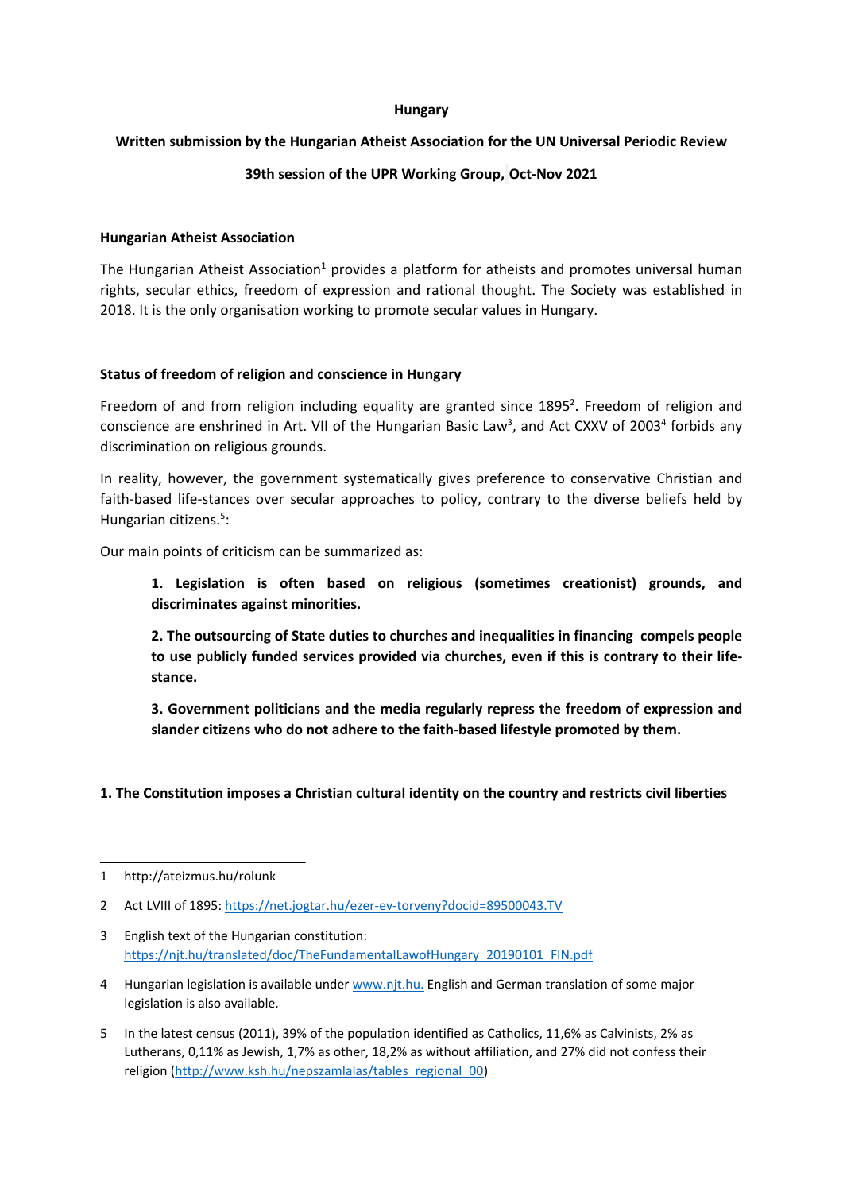**Hungary**

**Written submission by the Hungarian Atheist Association for the UN Universal Periodic Review**

**39th session of the UPR Working Group, Oct-Nov 2021**

**Hungarian Atheist Association**

The Hungarian Atheist Association[1] provides a platform for atheists and promotes universal human rights, secular ethics, freedom of expression and rational thought. The Society was established in 2018. It is the only organisation working to promote secular values in Hungary.

**Status of freedom of religion and conscience in Hungary**

Freedom of and from religion including equality are granted since 1895[2]. Freedom of religion and conscience are enshrined in Art. VII of the Hungarian Basic Law[3], and Act CXXV of 2003[4] forbids any discrimination on religious grounds.

In reality, however, the government systematically gives preference to conservative Christian and faith-based life-stances over secular approaches to policy, contrary to the diverse beliefs held by Hungarian citizens.[5]:

Our main points of criticism can be summarized as:

> **1. Legislation is often based on religious (sometimes creationist) grounds, and discriminates against minorities.**
>
> **2. The outsourcing of State duties to churches and inequalities in financing compels people to use publicly funded services provided via churches, even if this is contrary to their life-stance.**
>
> **3. Government politicians and the media regularly repress the freedom of expression and slander citizens who do not adhere to the faith-based lifestyle promoted by them.**

**1. The Constitution imposes a Christian cultural identity on the country and restricts civil liberties**

---

1 http://ateizmus.hu/rolunk

2 Act LVIII of 1895: https://net.jogtar.hu/ezer-ev-torveny?docid=89500043.TV

3 English text of the Hungarian constitution: https://njt.hu/translated/doc/TheFundamentalLawofHungary_20190101_FIN.pdf

4 Hungarian legislation is available under www.njt.hu. English and German translation of some major legislation is also available.

5 In the latest census (2011), 39% of the population identified as Catholics, 11,6% as Calvinists, 2% as Lutherans, 0,11% as Jewish, 1,7% as other, 18,2% as without affiliation, and 27% did not confess their religion (http://www.ksh.hu/nepszamlalas/tables_regional_00)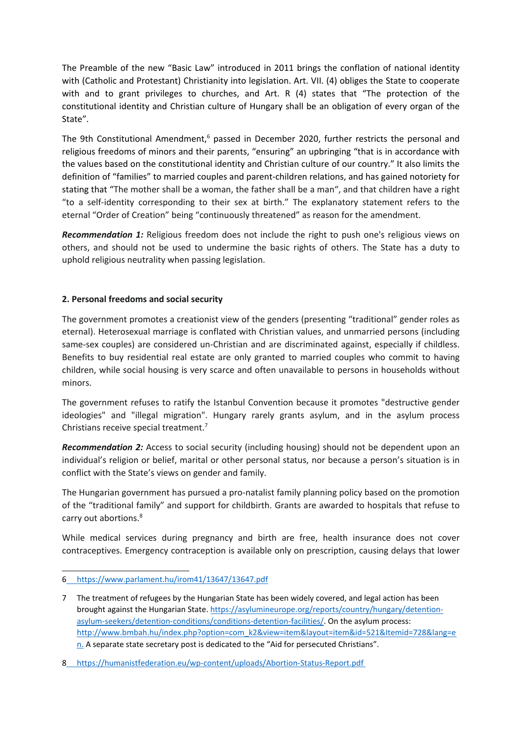The Preamble of the new "Basic Law" introduced in 2011 brings the conflation of national identity with (Catholic and Protestant) Christianity into legislation. Art. VII. (4) obliges the State to cooperate with and to grant privileges to churches, and Art. R (4) states that "The protection of the constitutional identity and Christian culture of Hungary shall be an obligation of every organ of the State".

The 9th Constitutional Amendment,[6] passed in December 2020, further restricts the personal and religious freedoms of minors and their parents, "ensuring" an upbringing "that is in accordance with the values based on the constitutional identity and Christian culture of our country." It also limits the definition of "families" to married couples and parent-children relations, and has gained notoriety for stating that "The mother shall be a woman, the father shall be a man", and that children have a right "to a self-identity corresponding to their sex at birth." The explanatory statement refers to the eternal "Order of Creation" being "continuously threatened" as reason for the amendment.

***Recommendation 1:*** Religious freedom does not include the right to push one's religious views on others, and should not be used to undermine the basic rights of others. The State has a duty to uphold religious neutrality when passing legislation.

**2. Personal freedoms and social security**

The government promotes a creationist view of the genders (presenting "traditional" gender roles as eternal). Heterosexual marriage is conflated with Christian values, and unmarried persons (including same-sex couples) are considered un-Christian and are discriminated against, especially if childless. Benefits to buy residential real estate are only granted to married couples who commit to having children, while social housing is very scarce and often unavailable to persons in households without minors.

The government refuses to ratify the Istanbul Convention because it promotes "destructive gender ideologies" and "illegal migration". Hungary rarely grants asylum, and in the asylum process Christians receive special treatment.[7]

***Recommendation 2:*** Access to social security (including housing) should not be dependent upon an individual's religion or belief, marital or other personal status, nor because a person's situation is in conflict with the State's views on gender and family.

The Hungarian government has pursued a pro-natalist family planning policy based on the promotion of the "traditional family" and support for childbirth. Grants are awarded to hospitals that refuse to carry out abortions.[8]

While medical services during pregnancy and birth are free, health insurance does not cover contraceptives. Emergency contraception is available only on prescription, causing delays that lower

---

6 https://www.parlament.hu/irom41/13647/13647.pdf

7 The treatment of refugees by the Hungarian State has been widely covered, and legal action has been brought against the Hungarian State. https://asylumineurope.org/reports/country/hungary/detention-asylum-seekers/detention-conditions/conditions-detention-facilities/. On the asylum process: http://www.bmbah.hu/index.php?option=com_k2&view=item&layout=item&id=521&Itemid=728&lang=en. A separate state secretary post is dedicated to the "Aid for persecuted Christians".

8 https://humanistfederation.eu/wp-content/uploads/Abortion-Status-Report.pdf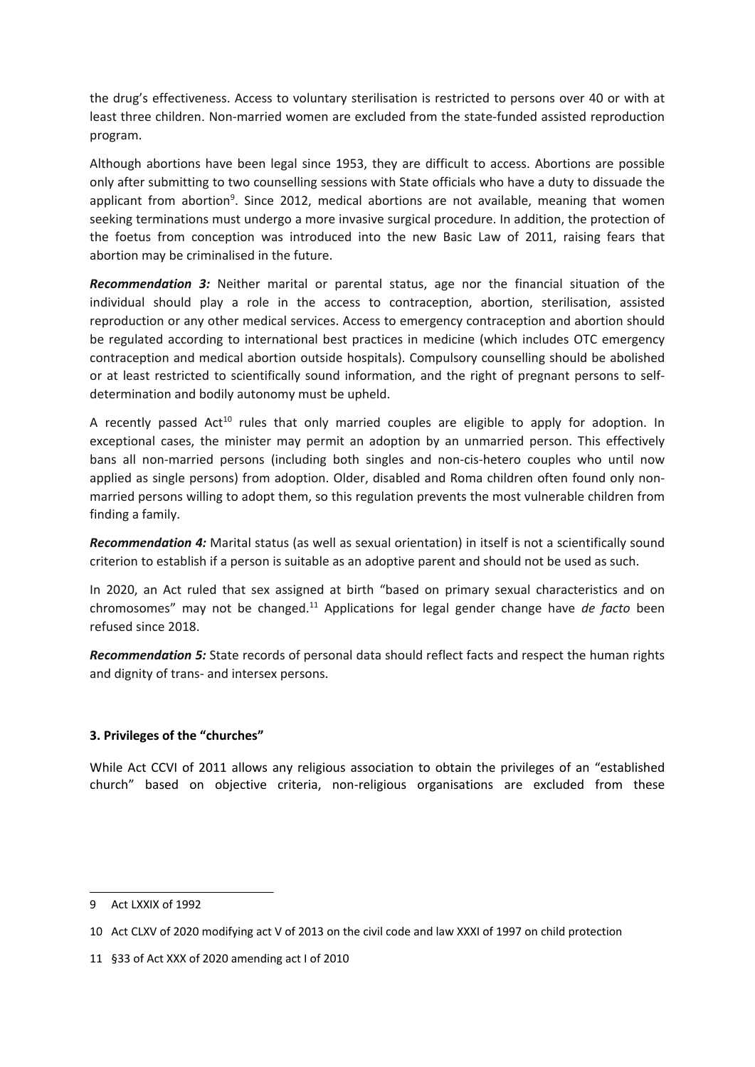the drug's effectiveness. Access to voluntary sterilisation is restricted to persons over 40 or with at least three children. Non-married women are excluded from the state-funded assisted reproduction program.

Although abortions have been legal since 1953, they are difficult to access. Abortions are possible only after submitting to two counselling sessions with State officials who have a duty to dissuade the applicant from abortion[9]. Since 2012, medical abortions are not available, meaning that women seeking terminations must undergo a more invasive surgical procedure. In addition, the protection of the foetus from conception was introduced into the new Basic Law of 2011, raising fears that abortion may be criminalised in the future.

***Recommendation 3:*** Neither marital or parental status, age nor the financial situation of the individual should play a role in the access to contraception, abortion, sterilisation, assisted reproduction or any other medical services. Access to emergency contraception and abortion should be regulated according to international best practices in medicine (which includes OTC emergency contraception and medical abortion outside hospitals). Compulsory counselling should be abolished or at least restricted to scientifically sound information, and the right of pregnant persons to self-determination and bodily autonomy must be upheld.

A recently passed Act[10] rules that only married couples are eligible to apply for adoption. In exceptional cases, the minister may permit an adoption by an unmarried person. This effectively bans all non-married persons (including both singles and non-cis-hetero couples who until now applied as single persons) from adoption. Older, disabled and Roma children often found only non-married persons willing to adopt them, so this regulation prevents the most vulnerable children from finding a family.

***Recommendation 4:*** Marital status (as well as sexual orientation) in itself is not a scientifically sound criterion to establish if a person is suitable as an adoptive parent and should not be used as such.

In 2020, an Act ruled that sex assigned at birth "based on primary sexual characteristics and on chromosomes" may not be changed.[11] Applications for legal gender change have *de facto* been refused since 2018.

***Recommendation 5:*** State records of personal data should reflect facts and respect the human rights and dignity of trans- and intersex persons.

### 3. Privileges of the "churches"

While Act CCVI of 2011 allows any religious association to obtain the privileges of an "established church" based on objective criteria, non-religious organisations are excluded from these

---

9 Act LXXIX of 1992

10 Act CLXV of 2020 modifying act V of 2013 on the civil code and law XXXI of 1997 on child protection

11 §33 of Act XXX of 2020 amending act I of 2010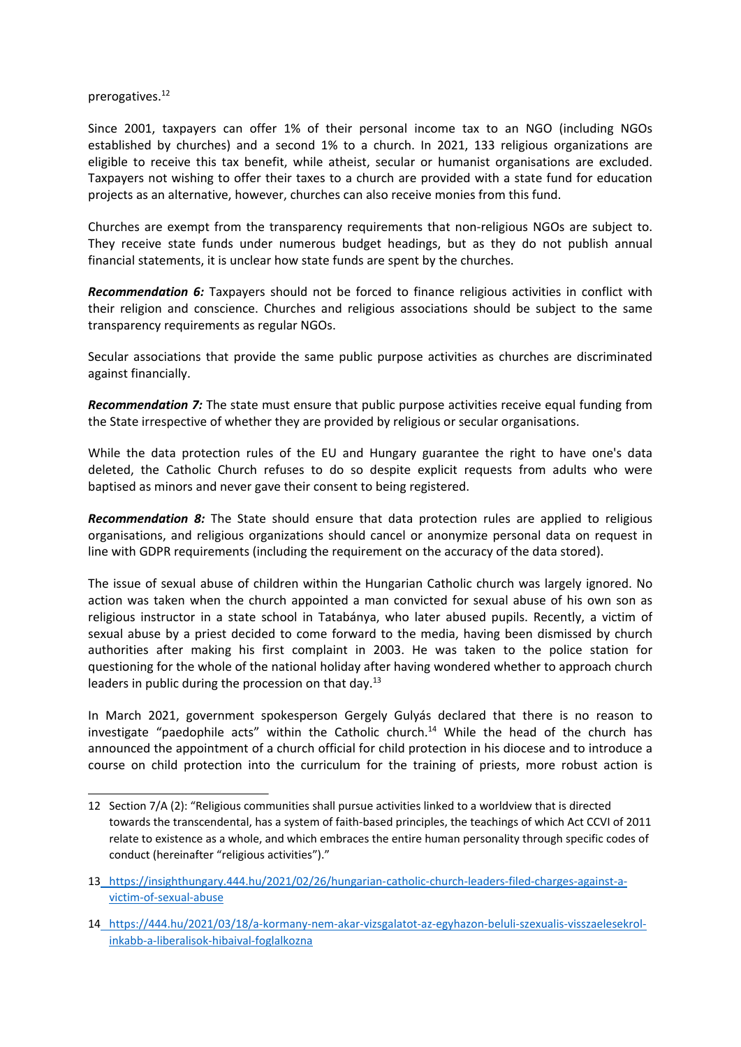prerogatives.[12]

Since 2001, taxpayers can offer 1% of their personal income tax to an NGO (including NGOs established by churches) and a second 1% to a church. In 2021, 133 religious organizations are eligible to receive this tax benefit, while atheist, secular or humanist organisations are excluded. Taxpayers not wishing to offer their taxes to a church are provided with a state fund for education projects as an alternative, however, churches can also receive monies from this fund.

Churches are exempt from the transparency requirements that non-religious NGOs are subject to. They receive state funds under numerous budget headings, but as they do not publish annual financial statements, it is unclear how state funds are spent by the churches.

***Recommendation 6:*** Taxpayers should not be forced to finance religious activities in conflict with their religion and conscience. Churches and religious associations should be subject to the same transparency requirements as regular NGOs.

Secular associations that provide the same public purpose activities as churches are discriminated against financially.

***Recommendation 7:*** The state must ensure that public purpose activities receive equal funding from the State irrespective of whether they are provided by religious or secular organisations.

While the data protection rules of the EU and Hungary guarantee the right to have one's data deleted, the Catholic Church refuses to do so despite explicit requests from adults who were baptised as minors and never gave their consent to being registered.

***Recommendation 8:*** The State should ensure that data protection rules are applied to religious organisations, and religious organizations should cancel or anonymize personal data on request in line with GDPR requirements (including the requirement on the accuracy of the data stored).

The issue of sexual abuse of children within the Hungarian Catholic church was largely ignored. No action was taken when the church appointed a man convicted for sexual abuse of his own son as religious instructor in a state school in Tatabánya, who later abused pupils. Recently, a victim of sexual abuse by a priest decided to come forward to the media, having been dismissed by church authorities after making his first complaint in 2003. He was taken to the police station for questioning for the whole of the national holiday after having wondered whether to approach church leaders in public during the procession on that day.[13]

In March 2021, government spokesperson Gergely Gulyás declared that there is no reason to investigate "paedophile acts" within the Catholic church.[14] While the head of the church has announced the appointment of a church official for child protection in his diocese and to introduce a course on child protection into the curriculum for the training of priests, more robust action is

---

12 Section 7/A (2): "Religious communities shall pursue activities linked to a worldview that is directed towards the transcendental, has a system of faith-based principles, the teachings of which Act CCVI of 2011 relate to existence as a whole, and which embraces the entire human personality through specific codes of conduct (hereinafter "religious activities")."

13 https://insighthungary.444.hu/2021/02/26/hungarian-catholic-church-leaders-filed-charges-against-a-victim-of-sexual-abuse

14 https://444.hu/2021/03/18/a-kormany-nem-akar-vizsgalatot-az-egyhazon-beluli-szexualis-visszaelesekrol-inkabb-a-liberalisok-hibaival-foglalkozna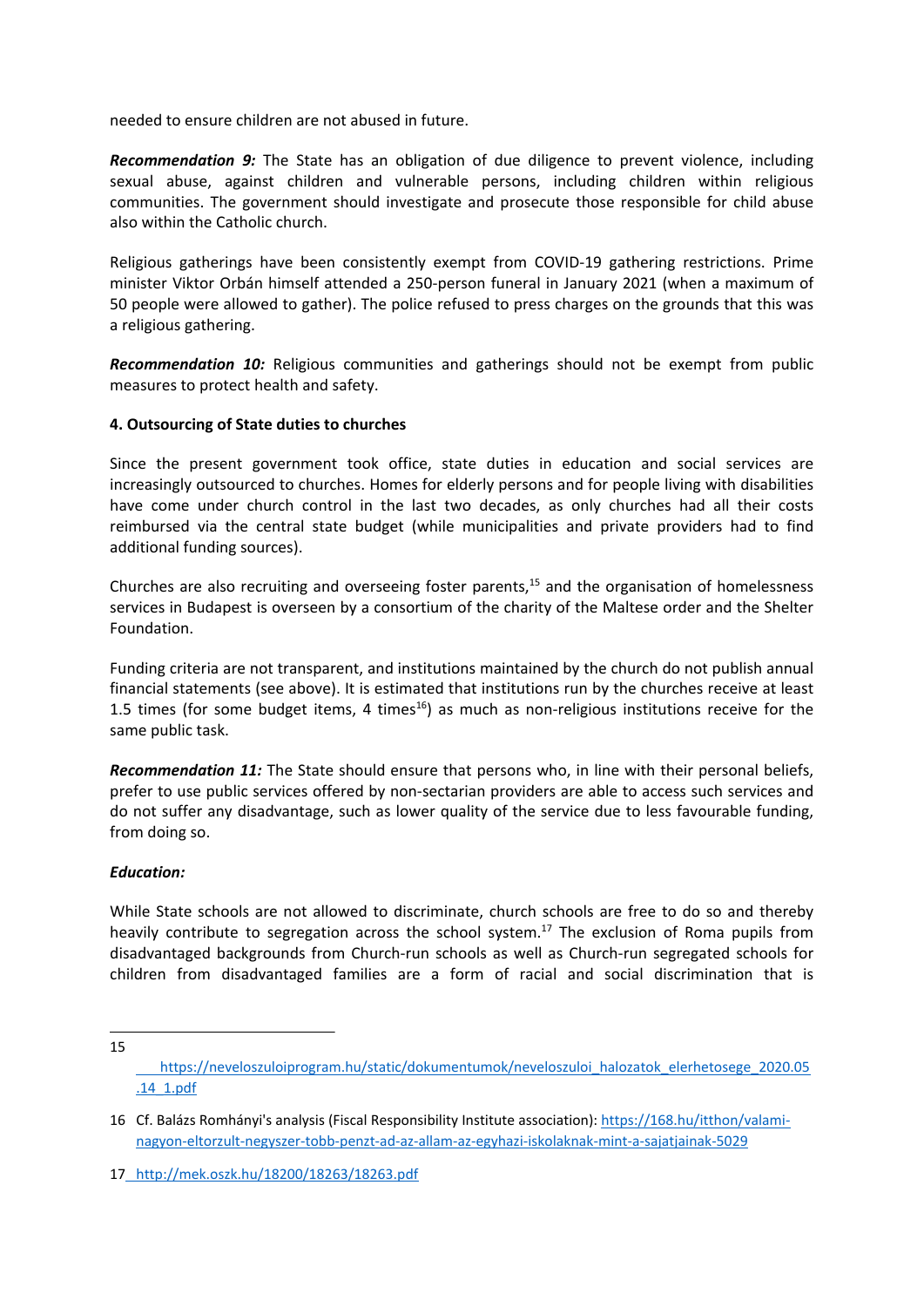needed to ensure children are not abused in future.

***Recommendation 9:*** The State has an obligation of due diligence to prevent violence, including sexual abuse, against children and vulnerable persons, including children within religious communities. The government should investigate and prosecute those responsible for child abuse also within the Catholic church.

Religious gatherings have been consistently exempt from COVID-19 gathering restrictions. Prime minister Viktor Orbán himself attended a 250-person funeral in January 2021 (when a maximum of 50 people were allowed to gather). The police refused to press charges on the grounds that this was a religious gathering.

***Recommendation 10:*** Religious communities and gatherings should not be exempt from public measures to protect health and safety.

**4. Outsourcing of State duties to churches**

Since the present government took office, state duties in education and social services are increasingly outsourced to churches. Homes for elderly persons and for people living with disabilities have come under church control in the last two decades, as only churches had all their costs reimbursed via the central state budget (while municipalities and private providers had to find additional funding sources).

Churches are also recruiting and overseeing foster parents,[15] and the organisation of homelessness services in Budapest is overseen by a consortium of the charity of the Maltese order and the Shelter Foundation.

Funding criteria are not transparent, and institutions maintained by the church do not publish annual financial statements (see above). It is estimated that institutions run by the churches receive at least 1.5 times (for some budget items, 4 times[16]) as much as non-religious institutions receive for the same public task.

***Recommendation 11:*** The State should ensure that persons who, in line with their personal beliefs, prefer to use public services offered by non-sectarian providers are able to access such services and do not suffer any disadvantage, such as lower quality of the service due to less favourable funding, from doing so.

***Education:***

While State schools are not allowed to discriminate, church schools are free to do so and thereby heavily contribute to segregation across the school system.[17] The exclusion of Roma pupils from disadvantaged backgrounds from Church-run schools as well as Church-run segregated schools for children from disadvantaged families are a form of racial and social discrimination that is

---

15 https://neveloszuloiprogram.hu/static/dokumentumok/neveloszuloi_halozatok_elerhetosege_2020.05.14_1.pdf

16 Cf. Balázs Romhányi's analysis (Fiscal Responsibility Institute association): https://168.hu/itthon/valami-nagyon-eltorzult-negyszer-tobb-penzt-ad-az-allam-az-egyhazi-iskolaknak-mint-a-sajatjainak-5029

17 http://mek.oszk.hu/18200/18263/18263.pdf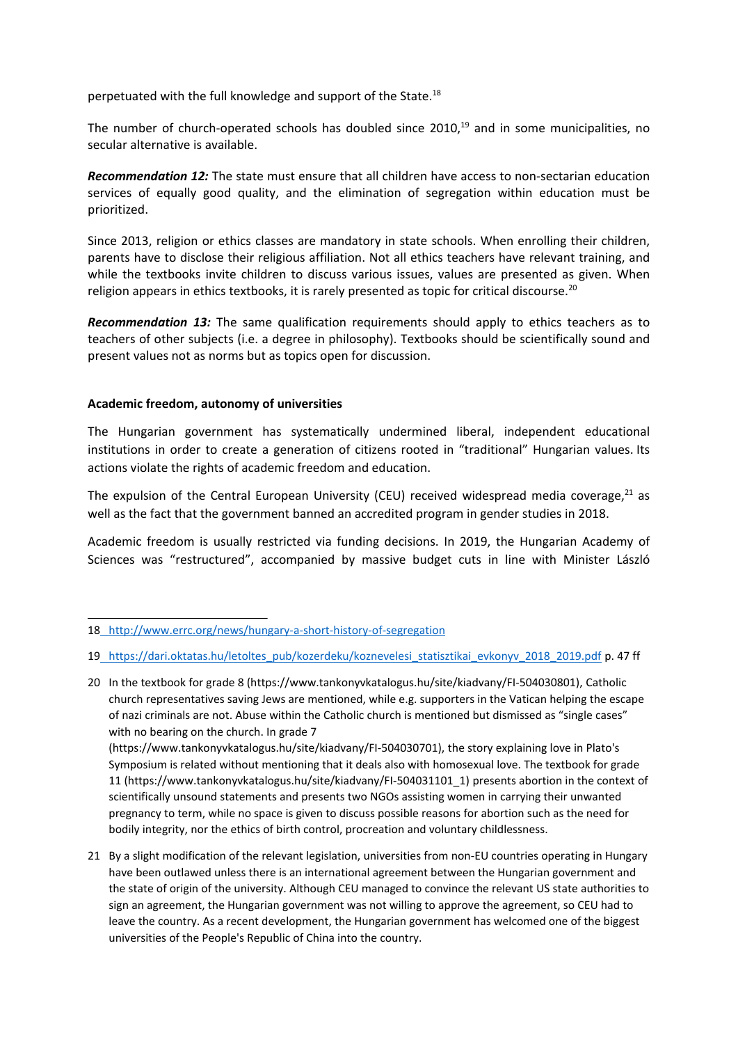perpetuated with the full knowledge and support of the State.[18]

The number of church-operated schools has doubled since 2010,[19] and in some municipalities, no secular alternative is available.

***Recommendation 12:*** The state must ensure that all children have access to non-sectarian education services of equally good quality, and the elimination of segregation within education must be prioritized.

Since 2013, religion or ethics classes are mandatory in state schools. When enrolling their children, parents have to disclose their religious affiliation. Not all ethics teachers have relevant training, and while the textbooks invite children to discuss various issues, values are presented as given. When religion appears in ethics textbooks, it is rarely presented as topic for critical discourse.[20]

***Recommendation 13:*** The same qualification requirements should apply to ethics teachers as to teachers of other subjects (i.e. a degree in philosophy). Textbooks should be scientifically sound and present values not as norms but as topics open for discussion.

**Academic freedom, autonomy of universities**

The Hungarian government has systematically undermined liberal, independent educational institutions in order to create a generation of citizens rooted in "traditional" Hungarian values. Its actions violate the rights of academic freedom and education.

The expulsion of the Central European University (CEU) received widespread media coverage,[21] as well as the fact that the government banned an accredited program in gender studies in 2018.

Academic freedom is usually restricted via funding decisions. In 2019, the Hungarian Academy of Sciences was "restructured", accompanied by massive budget cuts in line with Minister László

---

18 http://www.errc.org/news/hungary-a-short-history-of-segregation

19 https://dari.oktatas.hu/letoltes_pub/kozerdeku/koznevelesi_statisztikai_evkonyv_2018_2019.pdf p. 47 ff

20 In the textbook for grade 8 (https://www.tankonyvkatalogus.hu/site/kiadvany/FI-504030801), Catholic church representatives saving Jews are mentioned, while e.g. supporters in the Vatican helping the escape of nazi criminals are not. Abuse within the Catholic church is mentioned but dismissed as "single cases" with no bearing on the church. In grade 7 (https://www.tankonyvkatalogus.hu/site/kiadvany/FI-504030701), the story explaining love in Plato's Symposium is related without mentioning that it deals also with homosexual love. The textbook for grade 11 (https://www.tankonyvkatalogus.hu/site/kiadvany/FI-504031101_1) presents abortion in the context of scientifically unsound statements and presents two NGOs assisting women in carrying their unwanted pregnancy to term, while no space is given to discuss possible reasons for abortion such as the need for bodily integrity, nor the ethics of birth control, procreation and voluntary childlessness.

21 By a slight modification of the relevant legislation, universities from non-EU countries operating in Hungary have been outlawed unless there is an international agreement between the Hungarian government and the state of origin of the university. Although CEU managed to convince the relevant US state authorities to sign an agreement, the Hungarian government was not willing to approve the agreement, so CEU had to leave the country. As a recent development, the Hungarian government has welcomed one of the biggest universities of the People's Republic of China into the country.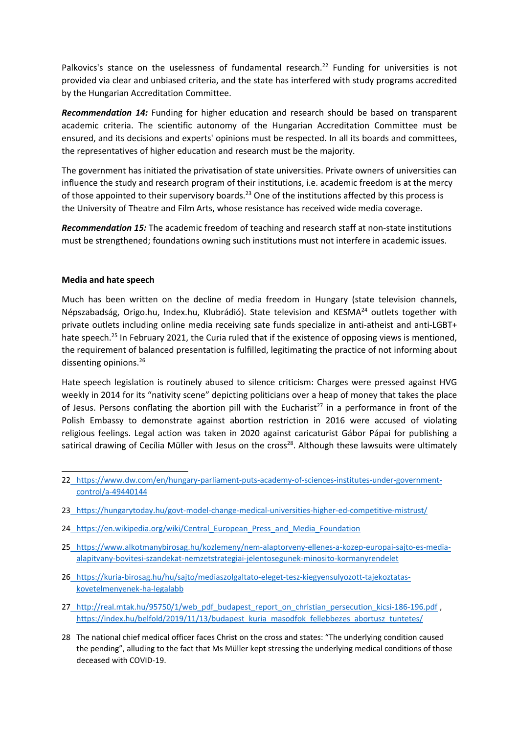Palkovics's stance on the uselessness of fundamental research.[22] Funding for universities is not provided via clear and unbiased criteria, and the state has interfered with study programs accredited by the Hungarian Accreditation Committee.

***Recommendation 14:*** Funding for higher education and research should be based on transparent academic criteria. The scientific autonomy of the Hungarian Accreditation Committee must be ensured, and its decisions and experts' opinions must be respected. In all its boards and committees, the representatives of higher education and research must be the majority.

The government has initiated the privatisation of state universities. Private owners of universities can influence the study and research program of their institutions, i.e. academic freedom is at the mercy of those appointed to their supervisory boards.[23] One of the institutions affected by this process is the University of Theatre and Film Arts, whose resistance has received wide media coverage.

***Recommendation 15:*** The academic freedom of teaching and research staff at non-state institutions must be strengthened; foundations owning such institutions must not interfere in academic issues.

**Media and hate speech**

Much has been written on the decline of media freedom in Hungary (state television channels, Népszabadság, Origo.hu, Index.hu, Klubrádió). State television and KESMA[24] outlets together with private outlets including online media receiving sate funds specialize in anti-atheist and anti-LGBT+ hate speech.[25] In February 2021, the Curia ruled that if the existence of opposing views is mentioned, the requirement of balanced presentation is fulfilled, legitimating the practice of not informing about dissenting opinions.[26]

Hate speech legislation is routinely abused to silence criticism: Charges were pressed against HVG weekly in 2014 for its "nativity scene" depicting politicians over a heap of money that takes the place of Jesus. Persons conflating the abortion pill with the Eucharist[27] in a performance in front of the Polish Embassy to demonstrate against abortion restriction in 2016 were accused of violating religious feelings. Legal action was taken in 2020 against caricaturist Gábor Pápai for publishing a satirical drawing of Cecília Müller with Jesus on the cross[28]. Although these lawsuits were ultimately

---

22 https://www.dw.com/en/hungary-parliament-puts-academy-of-sciences-institutes-under-government-control/a-49440144

23 https://hungarytoday.hu/govt-model-change-medical-universities-higher-ed-competitive-mistrust/

24 https://en.wikipedia.org/wiki/Central_European_Press_and_Media_Foundation

25 https://www.alkotmanybirosag.hu/kozlemeny/nem-alaptorveny-ellenes-a-kozep-europai-sajto-es-media-alapitvany-bovitesi-szandekat-nemzetstrategiai-jelentosegunek-minosito-kormanyrendelet

26 https://kuria-birosag.hu/hu/sajto/mediaszolgaltato-eleget-tesz-kiegyensulyozott-tajekoztatas-kovetelmenyenek-ha-legalabb

27 http://real.mtak.hu/95750/1/web_pdf_budapest_report_on_christian_persecution_kicsi-186-196.pdf , https://index.hu/belfold/2019/11/13/budapest_kuria_masodfok_fellebbezes_abortusz_tuntetes/

28 The national chief medical officer faces Christ on the cross and states: "The underlying condition caused the pending", alluding to the fact that Ms Müller kept stressing the underlying medical conditions of those deceased with COVID-19.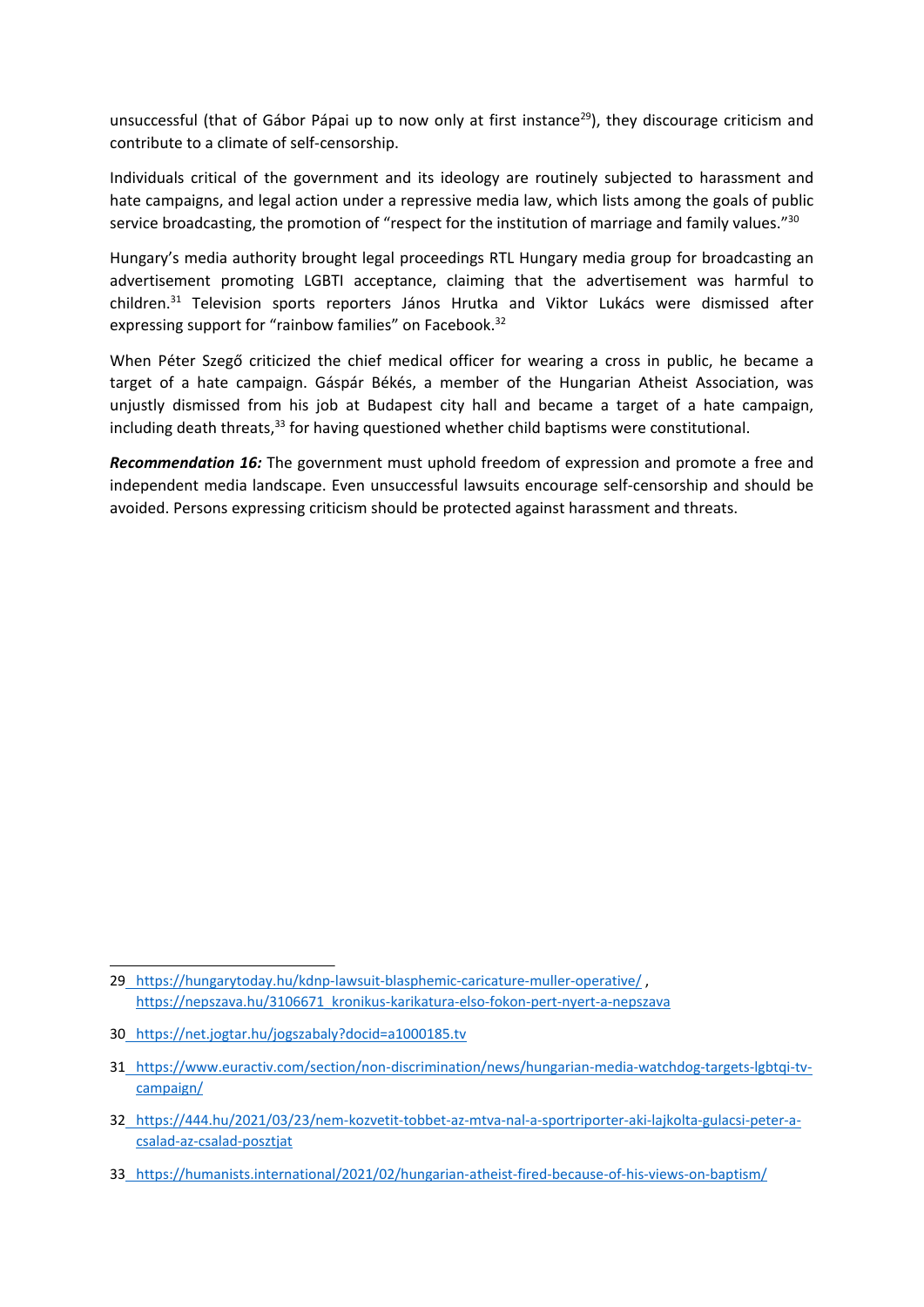unsuccessful (that of Gábor Pápai up to now only at first instance[29]), they discourage criticism and contribute to a climate of self-censorship.

Individuals critical of the government and its ideology are routinely subjected to harassment and hate campaigns, and legal action under a repressive media law, which lists among the goals of public service broadcasting, the promotion of "respect for the institution of marriage and family values."[30]

Hungary's media authority brought legal proceedings RTL Hungary media group for broadcasting an advertisement promoting LGBTI acceptance, claiming that the advertisement was harmful to children.[31] Television sports reporters János Hrutka and Viktor Lukács were dismissed after expressing support for "rainbow families" on Facebook.[32]

When Péter Szegő criticized the chief medical officer for wearing a cross in public, he became a target of a hate campaign. Gáspár Békés, a member of the Hungarian Atheist Association, was unjustly dismissed from his job at Budapest city hall and became a target of a hate campaign, including death threats,[33] for having questioned whether child baptisms were constitutional.

***Recommendation 16:*** The government must uphold freedom of expression and promote a free and independent media landscape. Even unsuccessful lawsuits encourage self-censorship and should be avoided. Persons expressing criticism should be protected against harassment and threats.

---

29 https://hungarytoday.hu/kdnp-lawsuit-blasphemic-caricature-muller-operative/ , https://nepszava.hu/3106671_kronikus-karikatura-elso-fokon-pert-nyert-a-nepszava

30 https://net.jogtar.hu/jogszabaly?docid=a1000185.tv

31 https://www.euractiv.com/section/non-discrimination/news/hungarian-media-watchdog-targets-lgbtqi-tv-campaign/

32 https://444.hu/2021/03/23/nem-kozvetit-tobbet-az-mtva-nal-a-sportriporter-aki-lajkolta-gulacsi-peter-a-csalad-az-csalad-posztjat

33 https://humanists.international/2021/02/hungarian-atheist-fired-because-of-his-views-on-baptism/